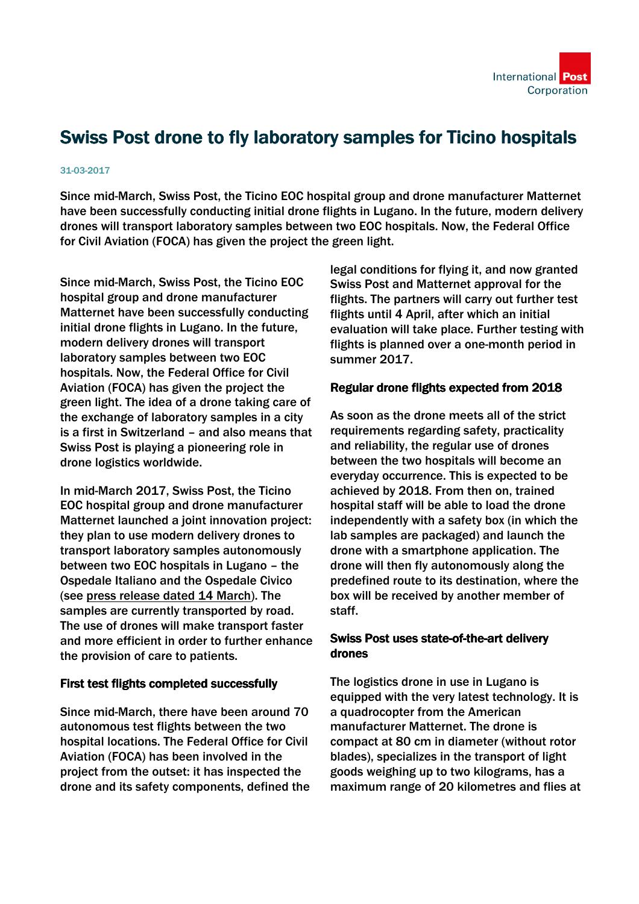# Swiss Post drone to fly laboratory samples for Ticino hospitals

31-03-2017

Since mid-March, Swiss Post, the Ticino EOC hospital group and drone manufacturer Matternet have been successfully conducting initial drone flights in Lugano. In the future, modern delivery drones will transport laboratory samples between two EOC hospitals. Now, the Federal Office for Civil Aviation (FOCA) has given the project the green light.

Since mid-March, Swiss Post, the Ticino EOC hospital group and drone manufacturer Matternet have been successfully conducting initial drone flights in Lugano. In the future, modern delivery drones will transport laboratory samples between two EOC hospitals. Now, the Federal Office for Civil Aviation (FOCA) has given the project the green light. The idea of a drone taking care of the exchange of laboratory samples in a city is a first in Switzerland – and also means that Swiss Post is playing a pioneering role in drone logistics worldwide.

In mid-March 2017, Swiss Post, the Ticino EOC hospital group and drone manufacturer Matternet launched a joint innovation project: they plan to use modern delivery drones to transport laboratory samples autonomously between two EOC hospitals in Lugano – the Ospedale Italiano and the Ospedale Civico (see press release dated 14 March). The samples are currently transported by road. The use of drones will make transport faster and more efficient in order to further enhance the provision of care to patients.

## First test flights completed successfully

Since mid-March, there have been around 70 autonomous test flights between the two hospital locations. The Federal Office for Civil Aviation (FOCA) has been involved in the project from the outset: it has inspected the drone and its safety components, defined the legal conditions for flying it, and now granted Swiss Post and Matternet approval for the flights. The partners will carry out further test flights until 4 April, after which an initial evaluation will take place. Further testing with flights is planned over a one-month period in summer 2017.

## Regular drone flights expected from 2018

As soon as the drone meets all of the strict requirements regarding safety, practicality and reliability, the regular use of drones between the two hospitals will become an everyday occurrence. This is expected to be achieved by 2018. From then on, trained hospital staff will be able to load the drone independently with a safety box (in which the lab samples are packaged) and launch the drone with a smartphone application. The drone will then fly autonomously along the predefined route to its destination, where the box will be received by another member of staff.

## Swiss Post uses state-of-the-art delivery drones

The logistics drone in use in Lugano is equipped with the very latest technology. It is a quadrocopter from the American manufacturer Matternet. The drone is compact at 80 cm in diameter (without rotor blades), specializes in the transport of light goods weighing up to two kilograms, has a maximum range of 20 kilometres and flies at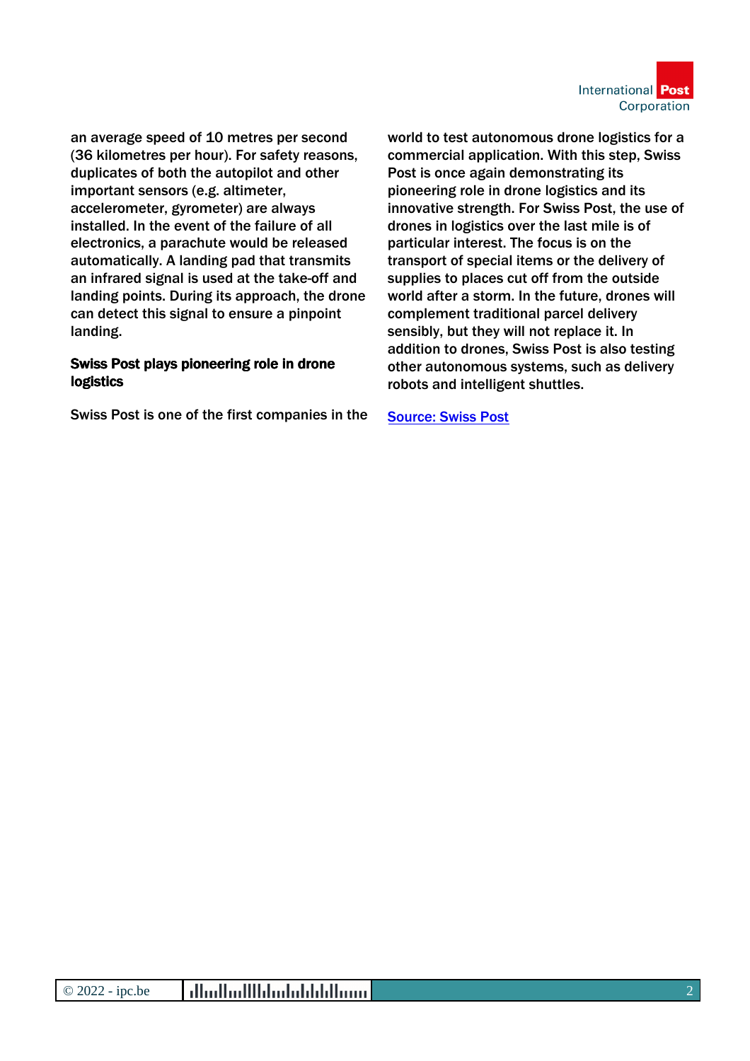an average speed of 10 metres per second (36 kilometres per hour). For safety reasons, duplicates of both the autopilot and other important sensors (e.g. altimeter, accelerometer, gyrometer) are always installed. In the event of the failure of all electronics, a parachute would be released automatically. A landing pad that transmits an infrared signal is used at the take-off and landing points. During its approach, the drone can detect this signal to ensure a pinpoint landing.

**Swiss Post plays pioneering role in drone logistics**

Swiss Post is one of the first companies in the world to test autonomous drone logistics for a commercial application. With this step, Swiss Post is once again demonstrating its pioneering role in drone logistics and its innovative strength. For Swiss Post, the use of drones in logistics over the last mile is of particular interest. The focus is on the transport of special items or the delivery of supplies to places cut off from the outside world after a storm. In the future, drones will complement traditional parcel delivery sensibly, but they will not replace it. In addition to drones, Swiss Post is also testing other autonomous systems, such as delivery robots and intelligent shuttles.

Source: Swiss Post